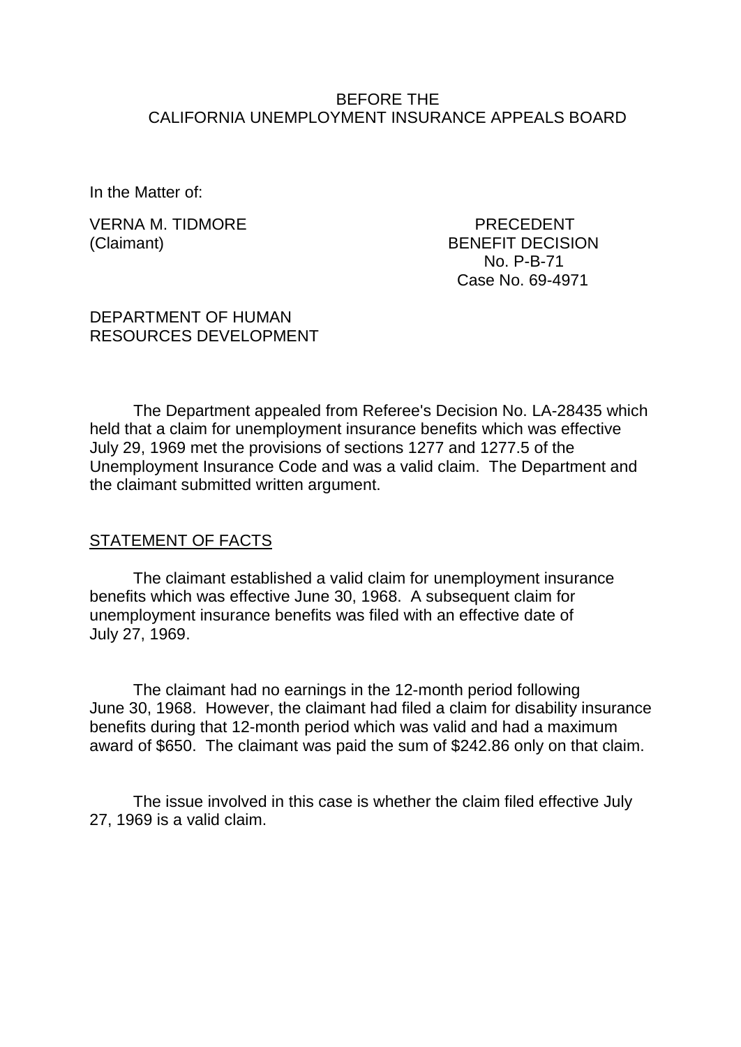BEFORE THE
CALIFORNIA UNEMPLOYMENT INSURANCE APPEALS BOARD

In the Matter of:

VERNA M. TIDMORE
(Claimant)

PRECEDENT
BENEFIT DECISION
No. P-B-71
Case No. 69-4971

DEPARTMENT OF HUMAN
RESOURCES DEVELOPMENT

The Department appealed from Referee's Decision No. LA-28435 which held that a claim for unemployment insurance benefits which was effective July 29, 1969 met the provisions of sections 1277 and 1277.5 of the Unemployment Insurance Code and was a valid claim. The Department and the claimant submitted written argument.

## STATEMENT OF FACTS

The claimant established a valid claim for unemployment insurance benefits which was effective June 30, 1968. A subsequent claim for unemployment insurance benefits was filed with an effective date of July 27, 1969.

The claimant had no earnings in the 12-month period following June 30, 1968. However, the claimant had filed a claim for disability insurance benefits during that 12-month period which was valid and had a maximum award of $650. The claimant was paid the sum of $242.86 only on that claim.

The issue involved in this case is whether the claim filed effective July 27, 1969 is a valid claim.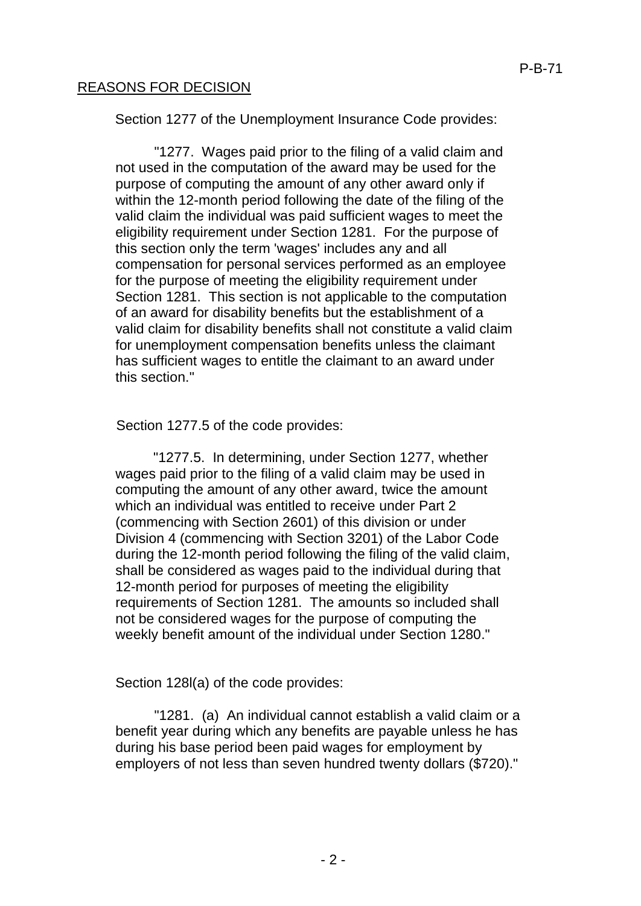## REASONS FOR DECISION

Section 1277 of the Unemployment Insurance Code provides:

> "1277. Wages paid prior to the filing of a valid claim and not used in the computation of the award may be used for the purpose of computing the amount of any other award only if within the 12-month period following the date of the filing of the valid claim the individual was paid sufficient wages to meet the eligibility requirement under Section 1281. For the purpose of this section only the term 'wages' includes any and all compensation for personal services performed as an employee for the purpose of meeting the eligibility requirement under Section 1281. This section is not applicable to the computation of an award for disability benefits but the establishment of a valid claim for disability benefits shall not constitute a valid claim for unemployment compensation benefits unless the claimant has sufficient wages to entitle the claimant to an award under this section."

Section 1277.5 of the code provides:

> "1277.5. In determining, under Section 1277, whether wages paid prior to the filing of a valid claim may be used in computing the amount of any other award, twice the amount which an individual was entitled to receive under Part 2 (commencing with Section 2601) of this division or under Division 4 (commencing with Section 3201) of the Labor Code during the 12-month period following the filing of the valid claim, shall be considered as wages paid to the individual during that 12-month period for purposes of meeting the eligibility requirements of Section 1281. The amounts so included shall not be considered wages for the purpose of computing the weekly benefit amount of the individual under Section 1280."

Section 128l(a) of the code provides:

> "1281. (a) An individual cannot establish a valid claim or a benefit year during which any benefits are payable unless he has during his base period been paid wages for employment by employers of not less than seven hundred twenty dollars ($720)."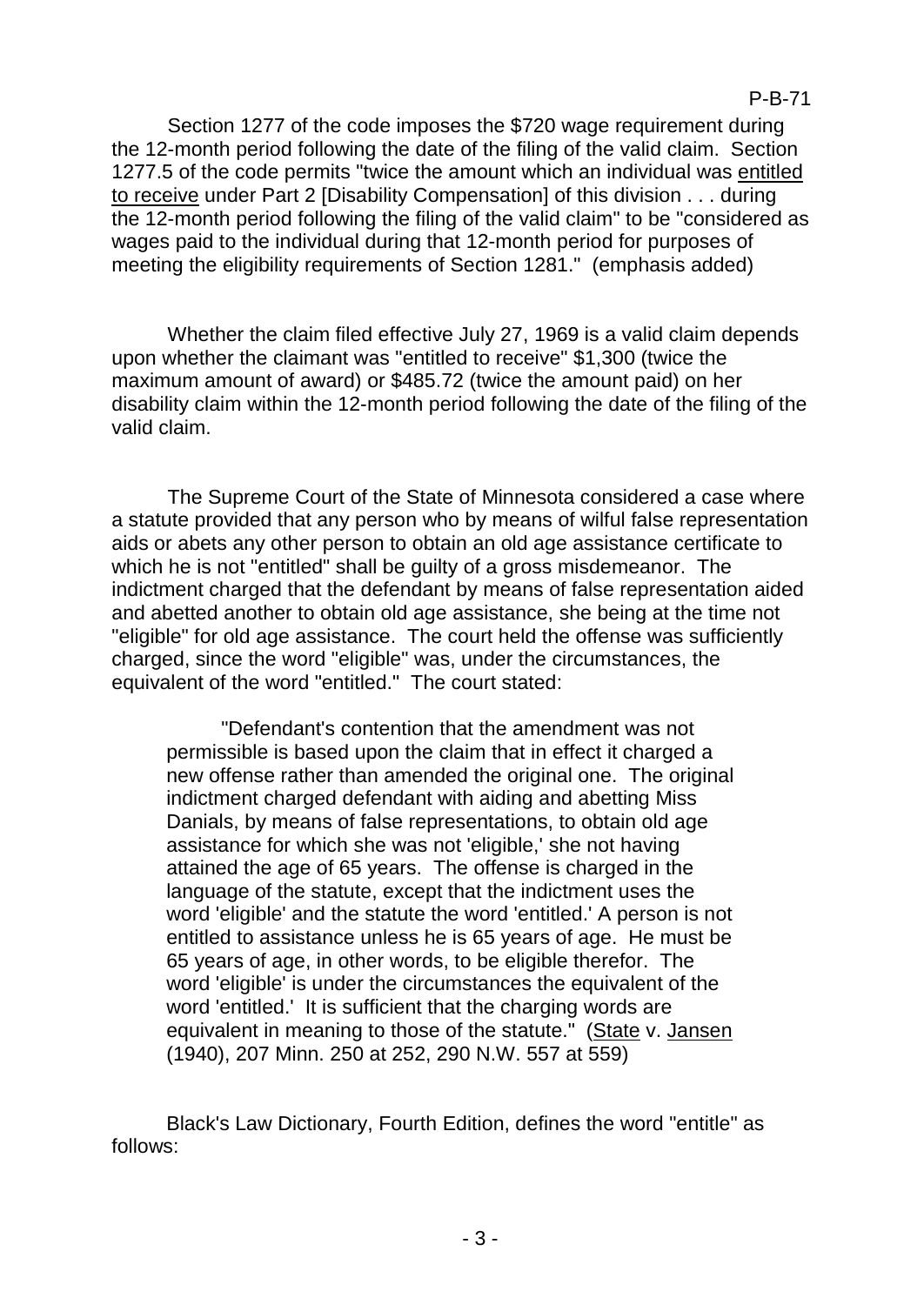Section 1277 of the code imposes the $720 wage requirement during the 12-month period following the date of the filing of the valid claim. Section 1277.5 of the code permits "twice the amount which an individual was <u>entitled to receive</u> under Part 2 [Disability Compensation] of this division . . . during the 12-month period following the filing of the valid claim" to be "considered as wages paid to the individual during that 12-month period for purposes of meeting the eligibility requirements of Section 1281." (emphasis added)

Whether the claim filed effective July 27, 1969 is a valid claim depends upon whether the claimant was "entitled to receive" $1,300 (twice the maximum amount of award) or $485.72 (twice the amount paid) on her disability claim within the 12-month period following the date of the filing of the valid claim.

The Supreme Court of the State of Minnesota considered a case where a statute provided that any person who by means of wilful false representation aids or abets any other person to obtain an old age assistance certificate to which he is not "entitled" shall be guilty of a gross misdemeanor. The indictment charged that the defendant by means of false representation aided and abetted another to obtain old age assistance, she being at the time not "eligible" for old age assistance. The court held the offense was sufficiently charged, since the word "eligible" was, under the circumstances, the equivalent of the word "entitled." The court stated:

> "Defendant's contention that the amendment was not permissible is based upon the claim that in effect it charged a new offense rather than amended the original one. The original indictment charged defendant with aiding and abetting Miss Danials, by means of false representations, to obtain old age assistance for which she was not 'eligible,' she not having attained the age of 65 years. The offense is charged in the language of the statute, except that the indictment uses the word 'eligible' and the statute the word 'entitled.' A person is not entitled to assistance unless he is 65 years of age. He must be 65 years of age, in other words, to be eligible therefor. The word 'eligible' is under the circumstances the equivalent of the word 'entitled.' It is sufficient that the charging words are equivalent in meaning to those of the statute." (<u>State</u> v. <u>Jansen</u> (1940), 207 Minn. 250 at 252, 290 N.W. 557 at 559)

Black's Law Dictionary, Fourth Edition, defines the word "entitle" as follows: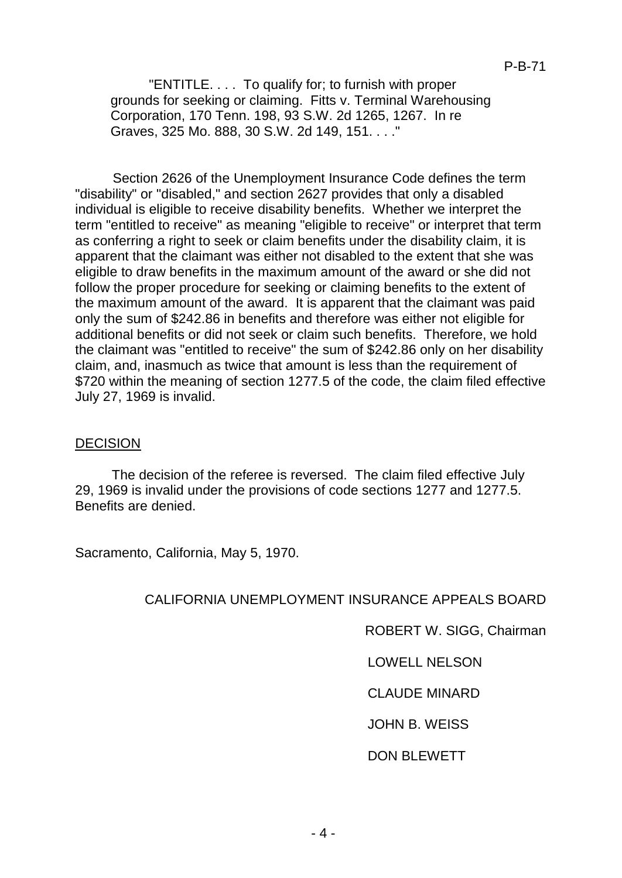"ENTITLE. . . . To qualify for; to furnish with proper grounds for seeking or claiming. Fitts v. Terminal Warehousing Corporation, 170 Tenn. 198, 93 S.W. 2d 1265, 1267. In re Graves, 325 Mo. 888, 30 S.W. 2d 149, 151. . . ."

Section 2626 of the Unemployment Insurance Code defines the term "disability" or "disabled," and section 2627 provides that only a disabled individual is eligible to receive disability benefits. Whether we interpret the term "entitled to receive" as meaning "eligible to receive" or interpret that term as conferring a right to seek or claim benefits under the disability claim, it is apparent that the claimant was either not disabled to the extent that she was eligible to draw benefits in the maximum amount of the award or she did not follow the proper procedure for seeking or claiming benefits to the extent of the maximum amount of the award. It is apparent that the claimant was paid only the sum of $242.86 in benefits and therefore was either not eligible for additional benefits or did not seek or claim such benefits. Therefore, we hold the claimant was "entitled to receive" the sum of $242.86 only on her disability claim, and, inasmuch as twice that amount is less than the requirement of $720 within the meaning of section 1277.5 of the code, the claim filed effective July 27, 1969 is invalid.

## DECISION

The decision of the referee is reversed. The claim filed effective July 29, 1969 is invalid under the provisions of code sections 1277 and 1277.5. Benefits are denied.

Sacramento, California, May 5, 1970.

CALIFORNIA UNEMPLOYMENT INSURANCE APPEALS BOARD

ROBERT W. SIGG, Chairman

LOWELL NELSON

CLAUDE MINARD

JOHN B. WEISS

DON BLEWETT